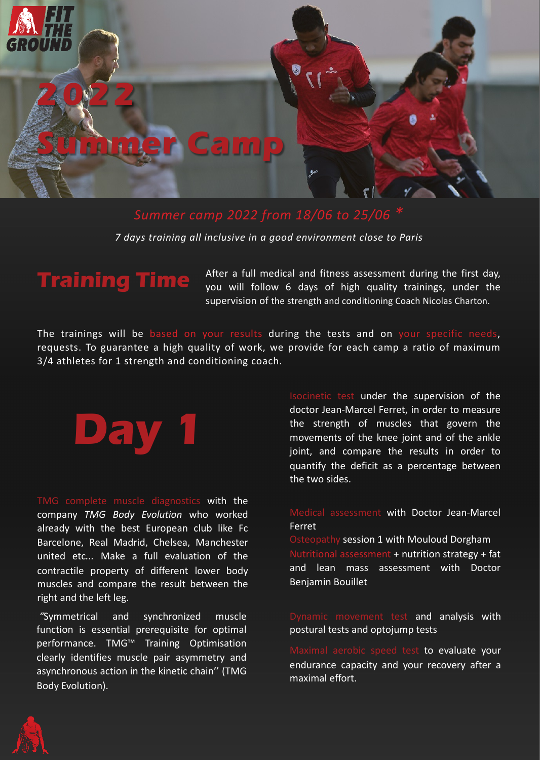FIT THE GROUND

# 2022 Summer Camp

*Summer camp 2022 from 18/06 to 25/06 \**

*7 days training all inclusive in a good environment close to Paris*

## Training Time

After a full medical and fitness assessment during the first day, you will follow 6 days of high quality trainings, under the supervision of the strength and conditioning Coach Nicolas Charton.

The trainings will be based on your results during the tests and on your specific needs, requests. To guarantee a high quality of work, we provide for each camp a ratio of maximum 3/4 athletes for 1 strength and conditioning coach.

## Day 1

TMG complete muscle diagnostics with the company *TMG Body Evolution* who worked already with the best European club like Fc Barcelone, Real Madrid, Chelsea, Manchester united etc... Make a full evaluation of the contractile property of different lower body muscles and compare the result between the right and the left leg.

"Symmetrical and synchronized muscle function is essential prerequisite for optimal performance. TMG™ Training Optimisation clearly identifies muscle pair asymmetry and asynchronous action in the kinetic chain'' (TMG Body Evolution).

Isocinetic test under the supervision of the doctor Jean-Marcel Ferret, in order to measure the strength of muscles that govern the movements of the knee joint and of the ankle joint, and compare the results in order to quantify the deficit as a percentage between the two sides.

Medical assessment with Doctor Jean-Marcel Ferret
Osteopathy session 1 with Mouloud Dorgham
Nutritional assessment + nutrition strategy + fat and lean mass assessment with Doctor Benjamin Bouillet

Dynamic movement test and analysis with postural tests and optojump tests

Maximal aerobic speed test to evaluate your endurance capacity and your recovery after a maximal effort.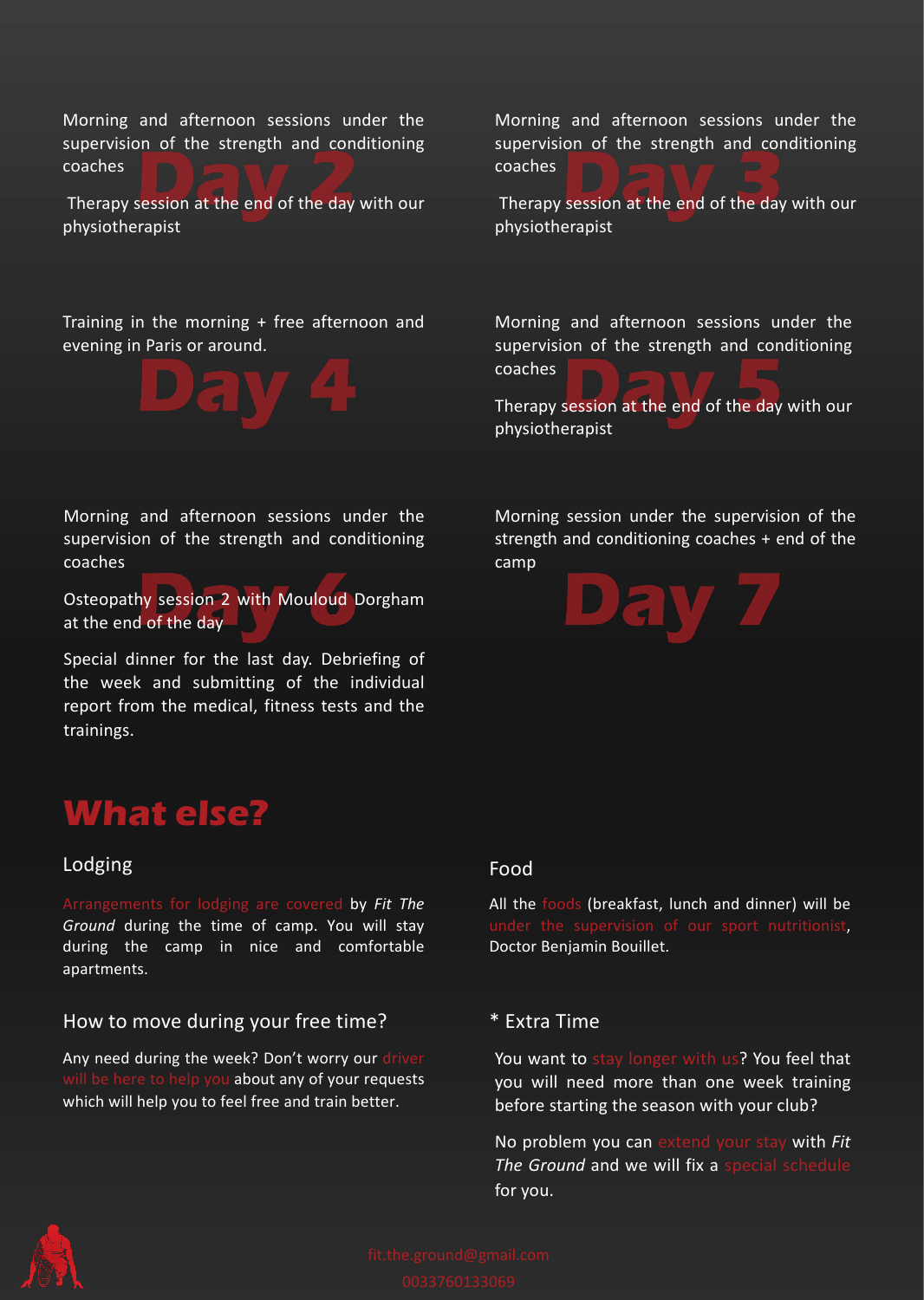## Day 2

Morning and afternoon sessions under the supervision of the strength and conditioning coaches

Therapy session at the end of the day with our physiotherapist

## Day 3

Morning and afternoon sessions under the supervision of the strength and conditioning coaches

Therapy session at the end of the day with our physiotherapist

## Day 4

Training in the morning + free afternoon and evening in Paris or around.

## Day 5

Morning and afternoon sessions under the supervision of the strength and conditioning coaches

Therapy session at the end of the day with our physiotherapist

## Day 6

Morning and afternoon sessions under the supervision of the strength and conditioning coaches

Osteopathy session 2 with Mouloud Dorgham at the end of the day

Special dinner for the last day. Debriefing of the week and submitting of the individual report from the medical, fitness tests and the trainings.

## Day 7

Morning session under the supervision of the strength and conditioning coaches + end of the camp

# What else?

### Lodging

Arrangements for lodging are covered by *Fit The Ground* during the time of camp. You will stay during the camp in nice and comfortable apartments.

### How to move during your free time?

Any need during the week? Don't worry our driver will be here to help you about any of your requests which will help you to feel free and train better.

### Food

All the foods (breakfast, lunch and dinner) will be under the supervision of our sport nutritionist, Doctor Benjamin Bouillet.

### * Extra Time

You want to stay longer with us? You feel that you will need more than one week training before starting the season with your club?

No problem you can extend your stay with *Fit The Ground* and we will fix a special schedule for you.

fit.the.ground@gmail.com
0033760133069